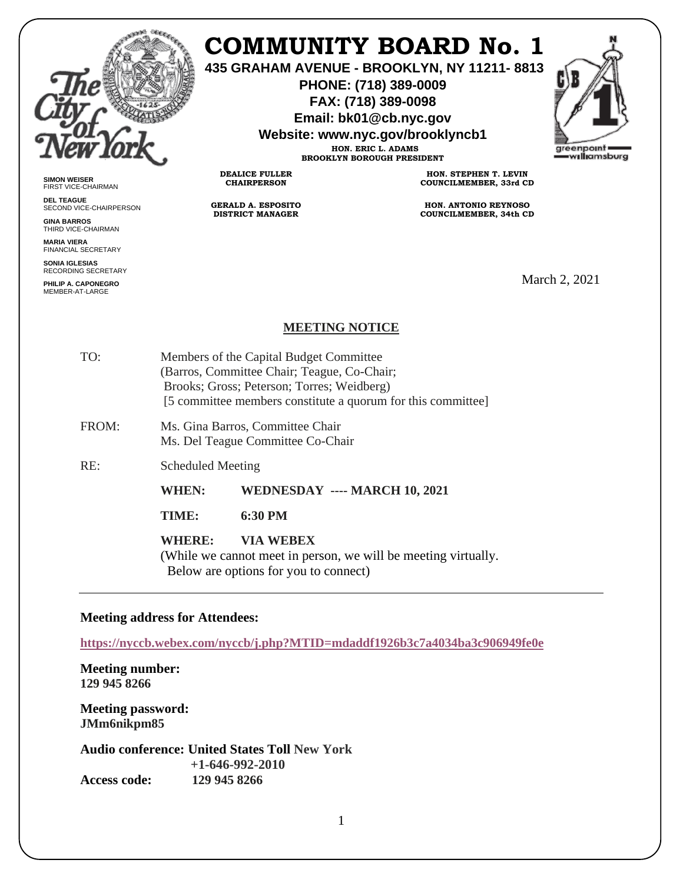# COMMUNITY BOARD No. 1

**435 GRAHAM AVENUE - BROOKLYN, NY 11211- 8813**
**PHONE: (718) 389-0009**
**FAX: (718) 389-0098**
**Email: bk01@cb.nyc.gov**
**Website: www.nyc.gov/brooklyncb1**

**HON. ERIC L. ADAMS**
**BROOKLYN BOROUGH PRESIDENT**

**DEALICE FULLER**
**CHAIRPERSON**

**GERALD A. ESPOSITO**
**DISTRICT MANAGER**

**HON. STEPHEN T. LEVIN**
**COUNCILMEMBER, 33rd CD**

**HON. ANTONIO REYNOSO**
**COUNCILMEMBER, 34th CD**

**SIMON WEISER**
FIRST VICE-CHAIRMAN

**DEL TEAGUE**
SECOND VICE-CHAIRPERSON

**GINA BARROS**
THIRD VICE-CHAIRMAN

**MARIA VIERA**
FINANCIAL SECRETARY

**SONIA IGLESIAS**
RECORDING SECRETARY

**PHILIP A. CAPONEGRO**
MEMBER-AT-LARGE

March 2, 2021

## MEETING NOTICE

TO: Members of the Capital Budget Committee
(Barros, Committee Chair; Teague, Co-Chair;
Brooks; Gross; Peterson; Torres; Weidberg)
[5 committee members constitute a quorum for this committee]

FROM: Ms. Gina Barros, Committee Chair
Ms. Del Teague Committee Co-Chair

RE: Scheduled Meeting

**WHEN: WEDNESDAY ---- MARCH 10, 2021**

**TIME: 6:30 PM**

**WHERE: VIA WEBEX**
(While we cannot meet in person, we will be meeting virtually. Below are options for you to connect)

---

**Meeting address for Attendees:**

**https://nyccb.webex.com/nyccb/j.php?MTID=mdaddf1926b3c7a4034ba3c906949fe0e**

**Meeting number:**
**129 945 8266**

**Meeting password:**
**JMm6nikpm85**

**Audio conference: United States Toll New York**
**+1-646-992-2010**
**Access code: 129 945 8266**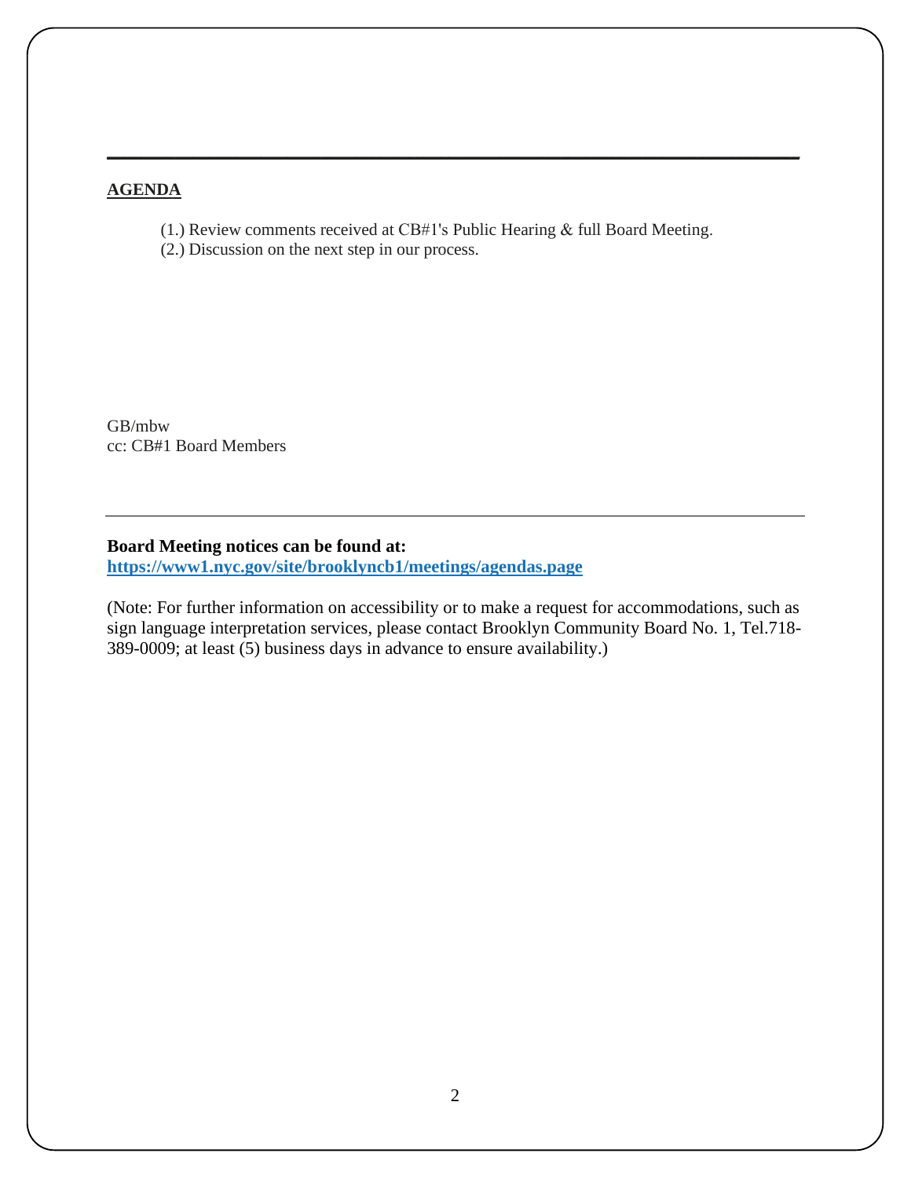---

**AGENDA**

(1.) Review comments received at CB#1's Public Hearing & full Board Meeting.
(2.) Discussion on the next step in our process.

GB/mbw
cc: CB#1 Board Members

---

**Board Meeting notices can be found at:**
**https://www1.nyc.gov/site/brooklyncb1/meetings/agendas.page**

(Note: For further information on accessibility or to make a request for accommodations, such as sign language interpretation services, please contact Brooklyn Community Board No. 1, Tel.718-389-0009; at least (5) business days in advance to ensure availability.)